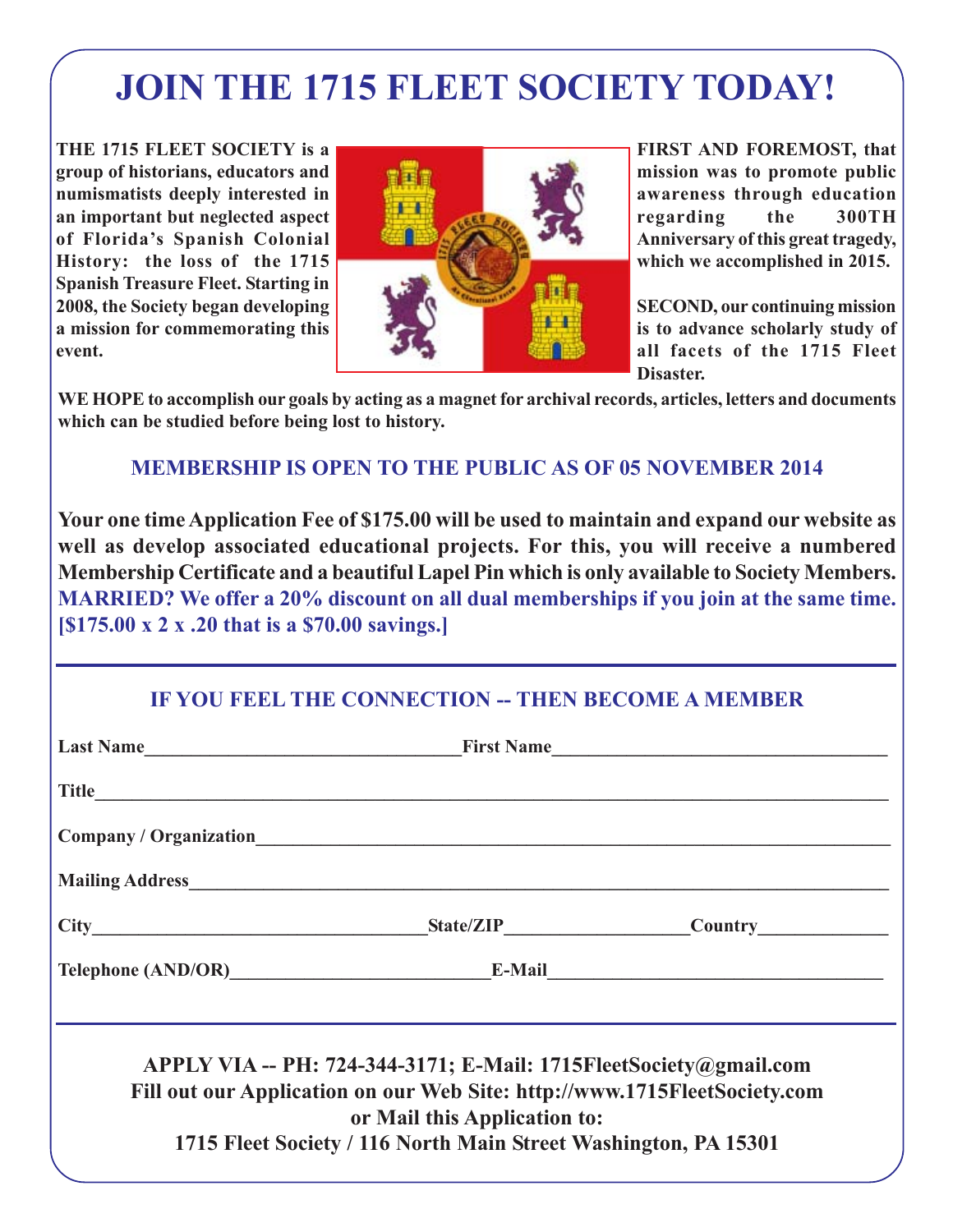# JOIN THE 1715 FLEET SOCIETY TODAY!

**THE 1715 FLEET SOCIETY is a group of historians, educators and numismatists deeply interested in an important but neglected aspect of Florida's Spanish Colonial History: the loss of the 1715 Spanish Treasure Fleet. Starting in 2008, the Society began developing a mission for commemorating this event.**

**FIRST AND FOREMOST, that mission was to promote public awareness through education regarding the 300TH Anniversary of this great tragedy, which we accomplished in 2015.**

**SECOND, our continuing mission is to advance scholarly study of all facets of the 1715 Fleet Disaster.**

**WE HOPE to accomplish our goals by acting as a magnet for archival records, articles, letters and documents which can be studied before being lost to history.**

### MEMBERSHIP IS OPEN TO THE PUBLIC AS OF 05 NOVEMBER 2014

**Your one time Application Fee of $175.00 will be used to maintain and expand our website as well as develop associated educational projects. For this, you will receive a numbered Membership Certificate and a beautiful Lapel Pin which is only available to Society Members.**
**MARRIED? We offer a 20% discount on all dual memberships if you join at the same time. [$175.00 x 2 x .20 that is a $70.00 savings.]**

---

### IF YOU FEEL THE CONNECTION -- THEN BECOME A MEMBER

**Last Name**\_\_\_\_\_\_\_\_\_\_\_\_\_\_\_\_\_\_\_\_ **First Name**\_\_\_\_\_\_\_\_\_\_\_\_\_\_\_\_\_\_\_\_

**Title**\_\_\_\_\_\_\_\_\_\_\_\_\_\_\_\_\_\_\_\_\_\_\_\_\_\_\_\_\_\_\_\_\_\_\_\_\_\_

**Company / Organization**\_\_\_\_\_\_\_\_\_\_\_\_\_\_\_\_\_\_\_\_\_\_\_\_\_\_\_\_\_\_

**Mailing Address**\_\_\_\_\_\_\_\_\_\_\_\_\_\_\_\_\_\_\_\_\_\_\_\_\_\_\_\_\_\_\_\_\_\_

**City**\_\_\_\_\_\_\_\_\_\_\_\_\_\_\_\_\_\_\_\_ **State/ZIP**\_\_\_\_\_\_\_\_\_\_\_\_ **Country**\_\_\_\_\_\_\_\_\_\_

**Telephone (AND/OR)**\_\_\_\_\_\_\_\_\_\_\_\_\_\_\_\_\_\_ **E-Mail**\_\_\_\_\_\_\_\_\_\_\_\_\_\_\_\_\_\_\_\_

---

**APPLY VIA -- PH: 724-344-3171; E-Mail: 1715FleetSociety@gmail.com**
**Fill out our Application on our Web Site: http://www.1715FleetSociety.com**
**or Mail this Application to:**
**1715 Fleet Society / 116 North Main Street Washington, PA 15301**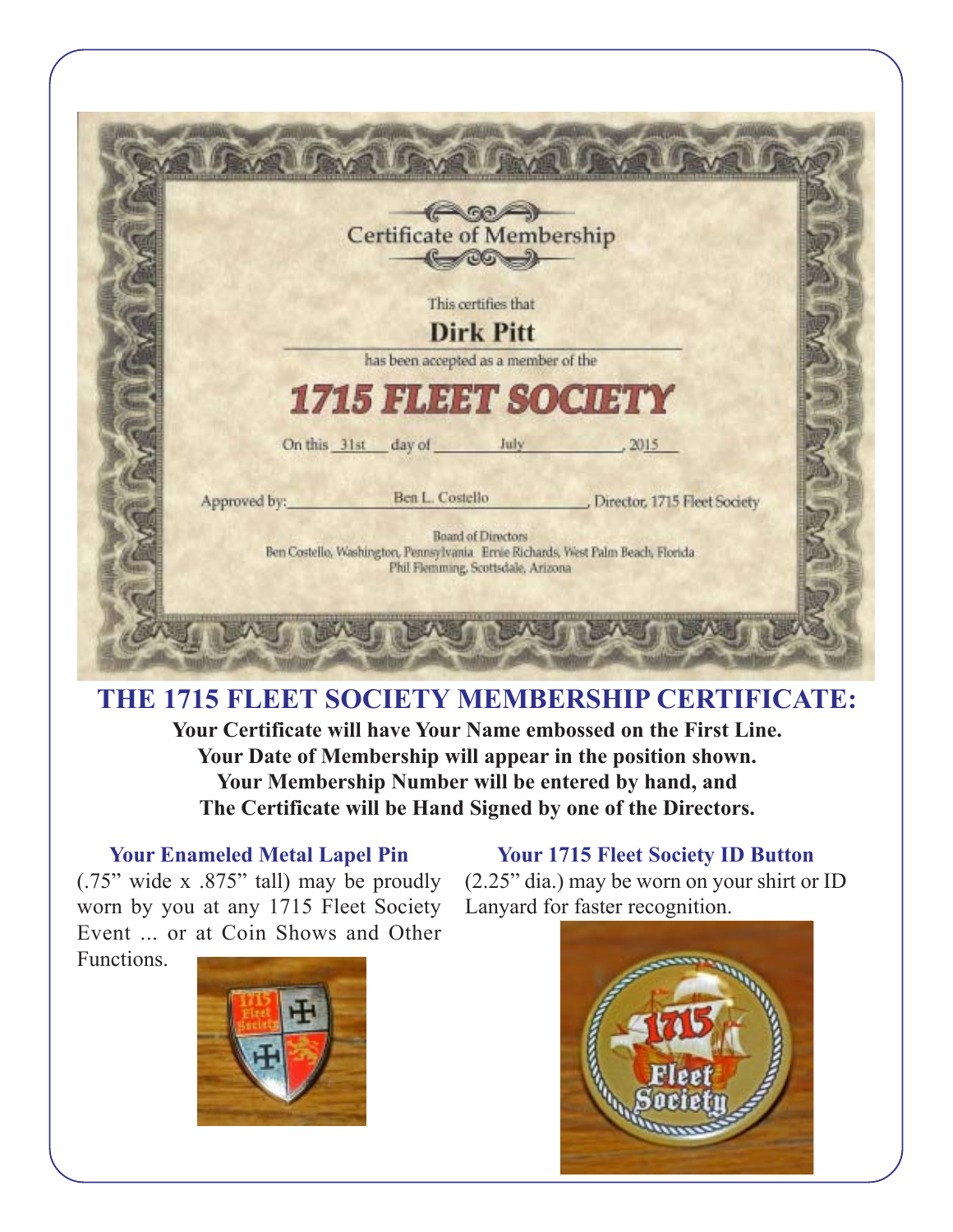Certificate of Membership

This certifies that

**Dirk Pitt**

has been accepted as a member of the

**1715 FLEET SOCIETY**

On this 31st day of July, 2015

Approved by: Ben L. Costello, Director, 1715 Fleet Society

Board of Directors
Ben Costello, Washington, Pennsylvania Ernie Richards, West Palm Beach, Florida
Phil Flemming, Scottsdale, Arizona

## THE 1715 FLEET SOCIETY MEMBERSHIP CERTIFICATE:

**Your Certificate will have Your Name embossed on the First Line.**
**Your Date of Membership will appear in the position shown.**
**Your Membership Number will be entered by hand, and**
**The Certificate will be Hand Signed by one of the Directors.**

### Your Enameled Metal Lapel Pin

(.75" wide x .875" tall) may be proudly worn by you at any 1715 Fleet Society Event ... or at Coin Shows and Other Functions.

### Your 1715 Fleet Society ID Button

(2.25" dia.) may be worn on your shirt or ID Lanyard for faster recognition.